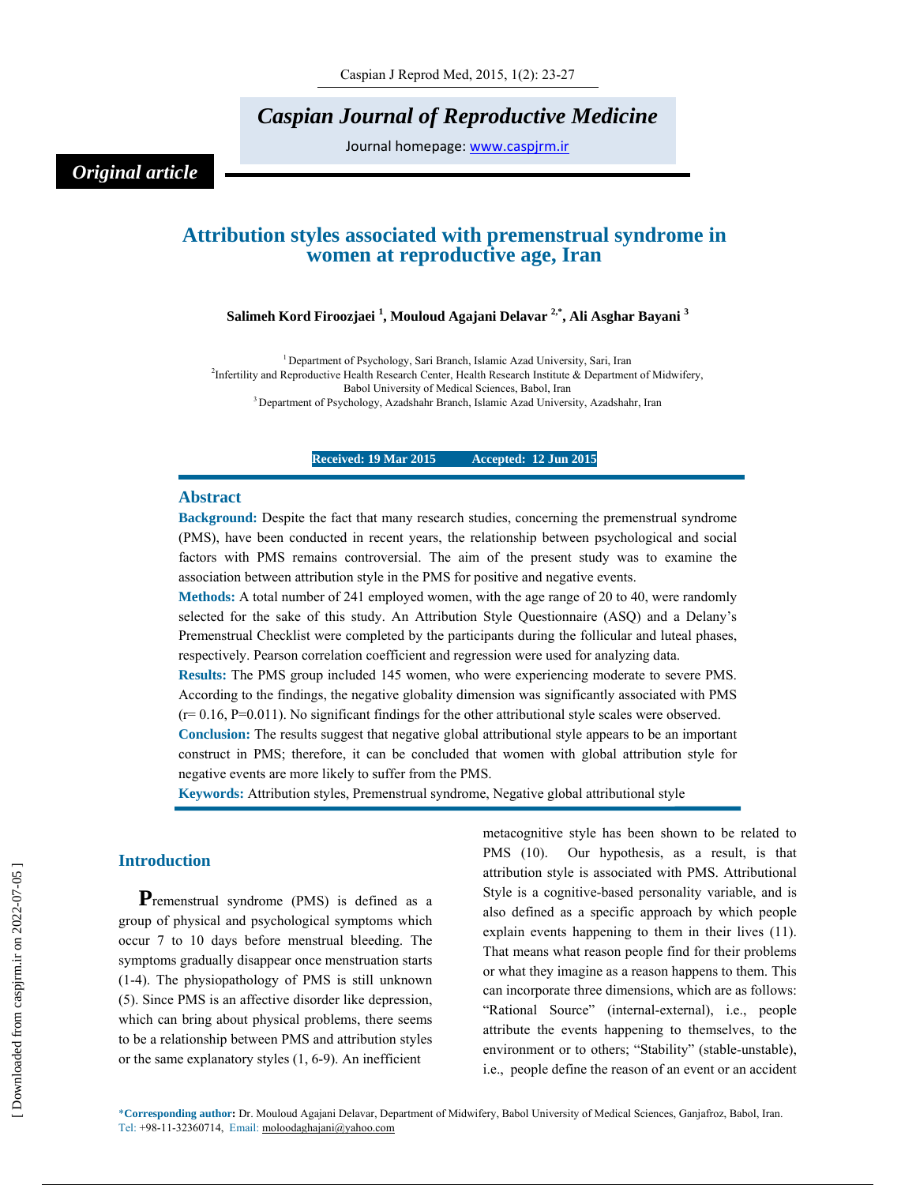# Caspian Journal of Reproductive Medicine

Journal homepage: www.caspjrm.ir

*Original article*

## Attribution styles associated with premenstrual syndrome in women at reproductive age, Iran

**Salimeh Kord Firoozjaei [1], Mouloud Agajani Delavar [2,*], Ali Asghar Bayani [3]**

[1] Department of Psychology, Sari Branch, Islamic Azad University, Sari, Iran
[2] Infertility and Reproductive Health Research Center, Health Research Institute & Department of Midwifery, Babol University of Medical Sciences, Babol, Iran
[3] Department of Psychology, Azadshahr Branch, Islamic Azad University, Azadshahr, Iran

**Received: 19 Mar 2015 Accepted: 12 Jun 2015**

### Abstract

**Background:** Despite the fact that many research studies, concerning the premenstrual syndrome (PMS), have been conducted in recent years, the relationship between psychological and social factors with PMS remains controversial. The aim of the present study was to examine the association between attribution style in the PMS for positive and negative events.

**Methods:** A total number of 241 employed women, with the age range of 20 to 40, were randomly selected for the sake of this study. An Attribution Style Questionnaire (ASQ) and a Delany's Premenstrual Checklist were completed by the participants during the follicular and luteal phases, respectively. Pearson correlation coefficient and regression were used for analyzing data.

**Results:** The PMS group included 145 women, who were experiencing moderate to severe PMS. According to the findings, the negative globality dimension was significantly associated with PMS (r= 0.16, P=0.011). No significant findings for the other attributional style scales were observed.

**Conclusion:** The results suggest that negative global attributional style appears to be an important construct in PMS; therefore, it can be concluded that women with global attribution style for negative events are more likely to suffer from the PMS.

**Keywords:** Attribution styles, Premenstrual syndrome, Negative global attributional style

### Introduction

Premenstrual syndrome (PMS) is defined as a group of physical and psychological symptoms which occur 7 to 10 days before menstrual bleeding. The symptoms gradually disappear once menstruation starts (1-4). The physiopathology of PMS is still unknown (5). Since PMS is an affective disorder like depression, which can bring about physical problems, there seems to be a relationship between PMS and attribution styles or the same explanatory styles (1, 6-9). An inefficient metacognitive style has been shown to be related to PMS (10). Our hypothesis, as a result, is that attribution style is associated with PMS. Attributional Style is a cognitive-based personality variable, and is also defined as a specific approach by which people explain events happening to them in their lives (11). That means what reason people find for their problems or what they imagine as a reason happens to them. This can incorporate three dimensions, which are as follows: "Rational Source" (internal-external), i.e., people attribute the events happening to themselves, to the environment or to others; "Stability" (stable-unstable), i.e., people define the reason of an event or an accident

*Corresponding author: Dr. Mouloud Agajani Delavar, Department of Midwifery, Babol University of Medical Sciences, Ganjafroz, Babol, Iran.
Tel: +98-11-32360714, Email: moloodaghajani@yahoo.com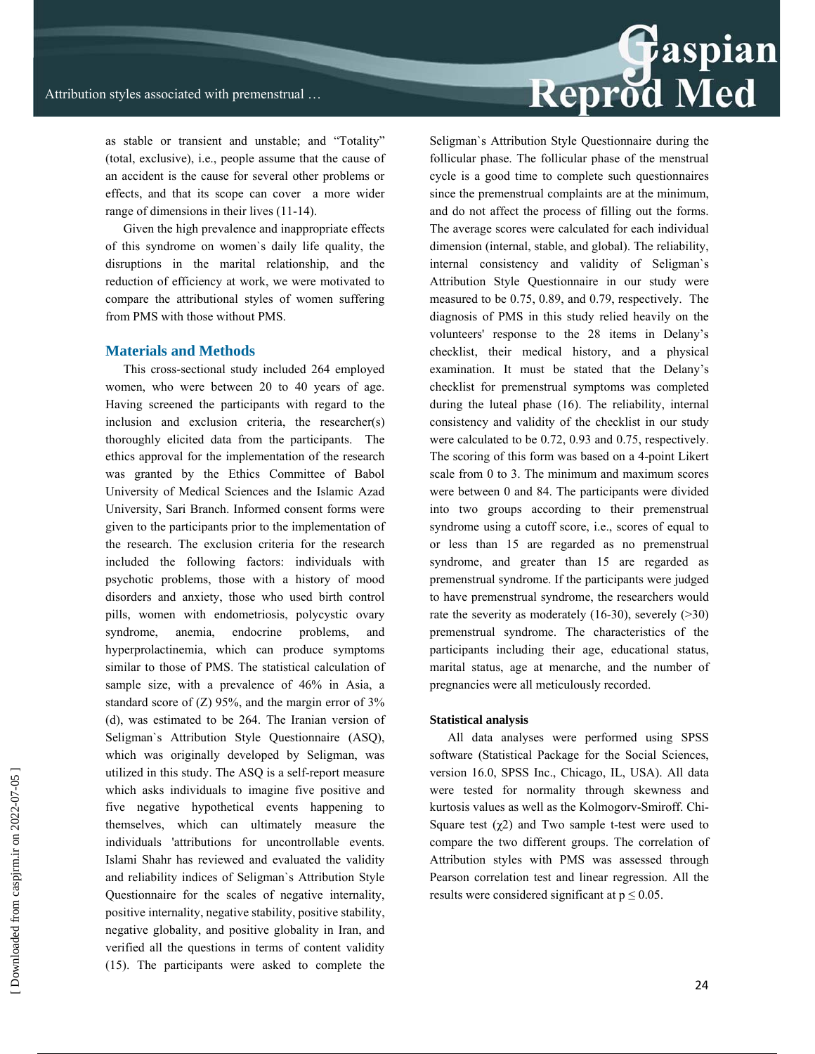as stable or transient and unstable; and "Totality" (total, exclusive), i.e., people assume that the cause of an accident is the cause for several other problems or effects, and that its scope can cover a more wider range of dimensions in their lives (11-14).

Given the high prevalence and inappropriate effects of this syndrome on women`s daily life quality, the disruptions in the marital relationship, and the reduction of efficiency at work, we were motivated to compare the attributional styles of women suffering from PMS with those without PMS.

## Materials and Methods

This cross-sectional study included 264 employed women, who were between 20 to 40 years of age. Having screened the participants with regard to the inclusion and exclusion criteria, the researcher(s) thoroughly elicited data from the participants. The ethics approval for the implementation of the research was granted by the Ethics Committee of Babol University of Medical Sciences and the Islamic Azad University, Sari Branch. Informed consent forms were given to the participants prior to the implementation of the research. The exclusion criteria for the research included the following factors: individuals with psychotic problems, those with a history of mood disorders and anxiety, those who used birth control pills, women with endometriosis, polycystic ovary syndrome, anemia, endocrine problems, and hyperprolactinemia, which can produce symptoms similar to those of PMS. The statistical calculation of sample size, with a prevalence of 46% in Asia, a standard score of (Z) 95%, and the margin error of 3% (d), was estimated to be 264. The Iranian version of Seligman`s Attribution Style Questionnaire (ASQ), which was originally developed by Seligman, was utilized in this study. The ASQ is a self-report measure which asks individuals to imagine five positive and five negative hypothetical events happening to themselves, which can ultimately measure the individuals 'attributions for uncontrollable events. Islami Shahr has reviewed and evaluated the validity and reliability indices of Seligman`s Attribution Style Questionnaire for the scales of negative internality, positive internality, negative stability, positive stability, negative globality, and positive globality in Iran, and verified all the questions in terms of content validity (15). The participants were asked to complete the Seligman`s Attribution Style Questionnaire during the follicular phase. The follicular phase of the menstrual cycle is a good time to complete such questionnaires since the premenstrual complaints are at the minimum, and do not affect the process of filling out the forms. The average scores were calculated for each individual dimension (internal, stable, and global). The reliability, internal consistency and validity of Seligman`s Attribution Style Questionnaire in our study were measured to be 0.75, 0.89, and 0.79, respectively. The diagnosis of PMS in this study relied heavily on the volunteers' response to the 28 items in Delany's checklist, their medical history, and a physical examination. It must be stated that the Delany's checklist for premenstrual symptoms was completed during the luteal phase (16). The reliability, internal consistency and validity of the checklist in our study were calculated to be 0.72, 0.93 and 0.75, respectively. The scoring of this form was based on a 4-point Likert scale from 0 to 3. The minimum and maximum scores were between 0 and 84. The participants were divided into two groups according to their premenstrual syndrome using a cutoff score, i.e., scores of equal to or less than 15 are regarded as no premenstrual syndrome, and greater than 15 are regarded as premenstrual syndrome. If the participants were judged to have premenstrual syndrome, the researchers would rate the severity as moderately (16-30), severely (>30) premenstrual syndrome. The characteristics of the participants including their age, educational status, marital status, age at menarche, and the number of pregnancies were all meticulously recorded.

### Statistical analysis

All data analyses were performed using SPSS software (Statistical Package for the Social Sciences, version 16.0, SPSS Inc., Chicago, IL, USA). All data were tested for normality through skewness and kurtosis values as well as the Kolmogorv-Smiroff. Chi-Square test ($\chi 2$) and Two sample t-test were used to compare the two different groups. The correlation of Attribution styles with PMS was assessed through Pearson correlation test and linear regression. All the results were considered significant at $p \leq 0.05$.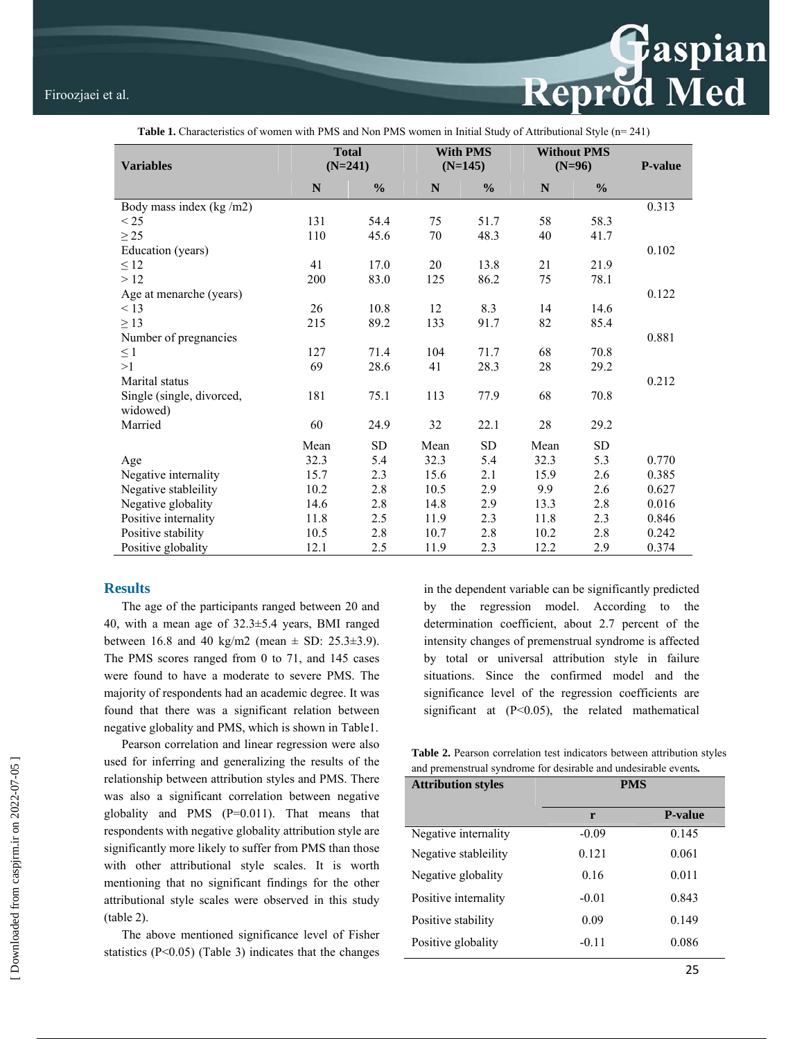**Table 1.** Characteristics of women with PMS and Non PMS women in Initial Study of Attributional Style (n= 241)

| Variables | Total (N=241) | | With PMS (N=145) | | Without PMS (N=96) | | P-value |
|---|---|---|---|---|---|---|---|
| | N | % | N | % | N | % | |
| Body mass index (kg /m2) | | | | | | | 0.313 |
| < 25 | 131 | 54.4 | 75 | 51.7 | 58 | 58.3 | |
| ≥ 25 | 110 | 45.6 | 70 | 48.3 | 40 | 41.7 | |
| Education (years) | | | | | | | 0.102 |
| ≤ 12 | 41 | 17.0 | 20 | 13.8 | 21 | 21.9 | |
| > 12 | 200 | 83.0 | 125 | 86.2 | 75 | 78.1 | |
| Age at menarche (years) | | | | | | | 0.122 |
| < 13 | 26 | 10.8 | 12 | 8.3 | 14 | 14.6 | |
| ≥ 13 | 215 | 89.2 | 133 | 91.7 | 82 | 85.4 | |
| Number of pregnancies | | | | | | | 0.881 |
| ≤ 1 | 127 | 71.4 | 104 | 71.7 | 68 | 70.8 | |
| >1 | 69 | 28.6 | 41 | 28.3 | 28 | 29.2 | |
| Marital status | | | | | | | 0.212 |
| Single (single, divorced, widowed) | 181 | 75.1 | 113 | 77.9 | 68 | 70.8 | |
| Married | 60 | 24.9 | 32 | 22.1 | 28 | 29.2 | |
| | Mean | SD | Mean | SD | Mean | SD | |
| Age | 32.3 | 5.4 | 32.3 | 5.4 | 32.3 | 5.3 | 0.770 |
| Negative internality | 15.7 | 2.3 | 15.6 | 2.1 | 15.9 | 2.6 | 0.385 |
| Negative stableility | 10.2 | 2.8 | 10.5 | 2.9 | 9.9 | 2.6 | 0.627 |
| Negative globality | 14.6 | 2.8 | 14.8 | 2.9 | 13.3 | 2.8 | 0.016 |
| Positive internality | 11.8 | 2.5 | 11.9 | 2.3 | 11.8 | 2.3 | 0.846 |
| Positive stability | 10.5 | 2.8 | 10.7 | 2.8 | 10.2 | 2.8 | 0.242 |
| Positive globality | 12.1 | 2.5 | 11.9 | 2.3 | 12.2 | 2.9 | 0.374 |

## Results

The age of the participants ranged between 20 and 40, with a mean age of 32.3±5.4 years, BMI ranged between 16.8 and 40 kg/m2 (mean ± SD: 25.3±3.9). The PMS scores ranged from 0 to 71, and 145 cases were found to have a moderate to severe PMS. The majority of respondents had an academic degree. It was found that there was a significant relation between negative globality and PMS, which is shown in Table1.

Pearson correlation and linear regression were also used for inferring and generalizing the results of the relationship between attribution styles and PMS. There was also a significant correlation between negative globality and PMS (P=0.011). That means that respondents with negative globality attribution style are significantly more likely to suffer from PMS than those with other attributional style scales. It is worth mentioning that no significant findings for the other attributional style scales were observed in this study (table 2).

The above mentioned significance level of Fisher statistics (P<0.05) (Table 3) indicates that the changes in the dependent variable can be significantly predicted by the regression model. According to the determination coefficient, about 2.7 percent of the intensity changes of premenstrual syndrome is affected by total or universal attribution style in failure situations. Since the confirmed model and the significance level of the regression coefficients are significant at (P<0.05), the related mathematical

**Table 2.** Pearson correlation test indicators between attribution styles and premenstrual syndrome for desirable and undesirable events**.**

| Attribution styles | PMS | |
|---|---|---|
| | r | P-value |
| Negative internality | -0.09 | 0.145 |
| Negative stableility | 0.121 | 0.061 |
| Negative globality | 0.16 | 0.011 |
| Positive internality | -0.01 | 0.843 |
| Positive stability | 0.09 | 0.149 |
| Positive globality | -0.11 | 0.086 |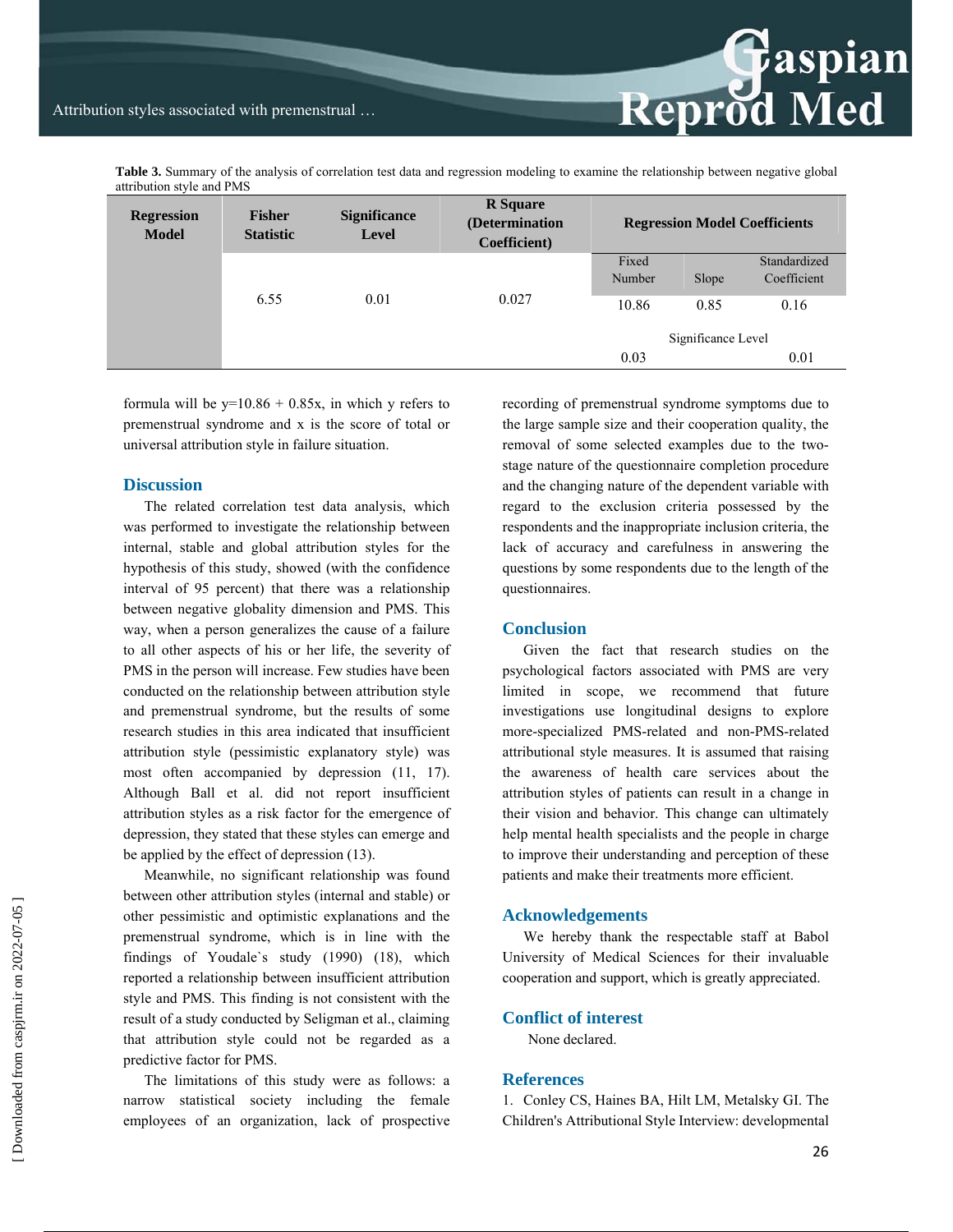**Table 3.** Summary of the analysis of correlation test data and regression modeling to examine the relationship between negative global attribution style and PMS

| Regression Model | Fisher Statistic | Significance Level | R Square (Determination Coefficient) | Regression Model Coefficients | | |
|---|---|---|---|---|---|---|
| | | | | Fixed Number | Slope | Standardized Coefficient |
| | 6.55 | 0.01 | 0.027 | 10.86 | 0.85 | 0.16 |
| | | | | Significance Level | | |
| | | | | 0.03 | | 0.01 |

formula will be y=10.86 + 0.85x, in which y refers to premenstrual syndrome and x is the score of total or universal attribution style in failure situation.

## Discussion

The related correlation test data analysis, which was performed to investigate the relationship between internal, stable and global attribution styles for the hypothesis of this study, showed (with the confidence interval of 95 percent) that there was a relationship between negative globality dimension and PMS. This way, when a person generalizes the cause of a failure to all other aspects of his or her life, the severity of PMS in the person will increase. Few studies have been conducted on the relationship between attribution style and premenstrual syndrome, but the results of some research studies in this area indicated that insufficient attribution style (pessimistic explanatory style) was most often accompanied by depression (11, 17). Although Ball et al. did not report insufficient attribution styles as a risk factor for the emergence of depression, they stated that these styles can emerge and be applied by the effect of depression (13).

Meanwhile, no significant relationship was found between other attribution styles (internal and stable) or other pessimistic and optimistic explanations and the premenstrual syndrome, which is in line with the findings of Youdale`s study (1990) (18), which reported a relationship between insufficient attribution style and PMS. This finding is not consistent with the result of a study conducted by Seligman et al., claiming that attribution style could not be regarded as a predictive factor for PMS.

The limitations of this study were as follows: a narrow statistical society including the female employees of an organization, lack of prospective recording of premenstrual syndrome symptoms due to the large sample size and their cooperation quality, the removal of some selected examples due to the two-stage nature of the questionnaire completion procedure and the changing nature of the dependent variable with regard to the exclusion criteria possessed by the respondents and the inappropriate inclusion criteria, the lack of accuracy and carefulness in answering the questions by some respondents due to the length of the questionnaires.

## Conclusion

Given the fact that research studies on the psychological factors associated with PMS are very limited in scope, we recommend that future investigations use longitudinal designs to explore more-specialized PMS-related and non-PMS-related attributional style measures. It is assumed that raising the awareness of health care services about the attribution styles of patients can result in a change in their vision and behavior. This change can ultimately help mental health specialists and the people in charge to improve their understanding and perception of these patients and make their treatments more efficient.

## Acknowledgements

We hereby thank the respectable staff at Babol University of Medical Sciences for their invaluable cooperation and support, which is greatly appreciated.

## Conflict of interest

None declared.

## References

1. Conley CS, Haines BA, Hilt LM, Metalsky GI. The Children's Attributional Style Interview: developmental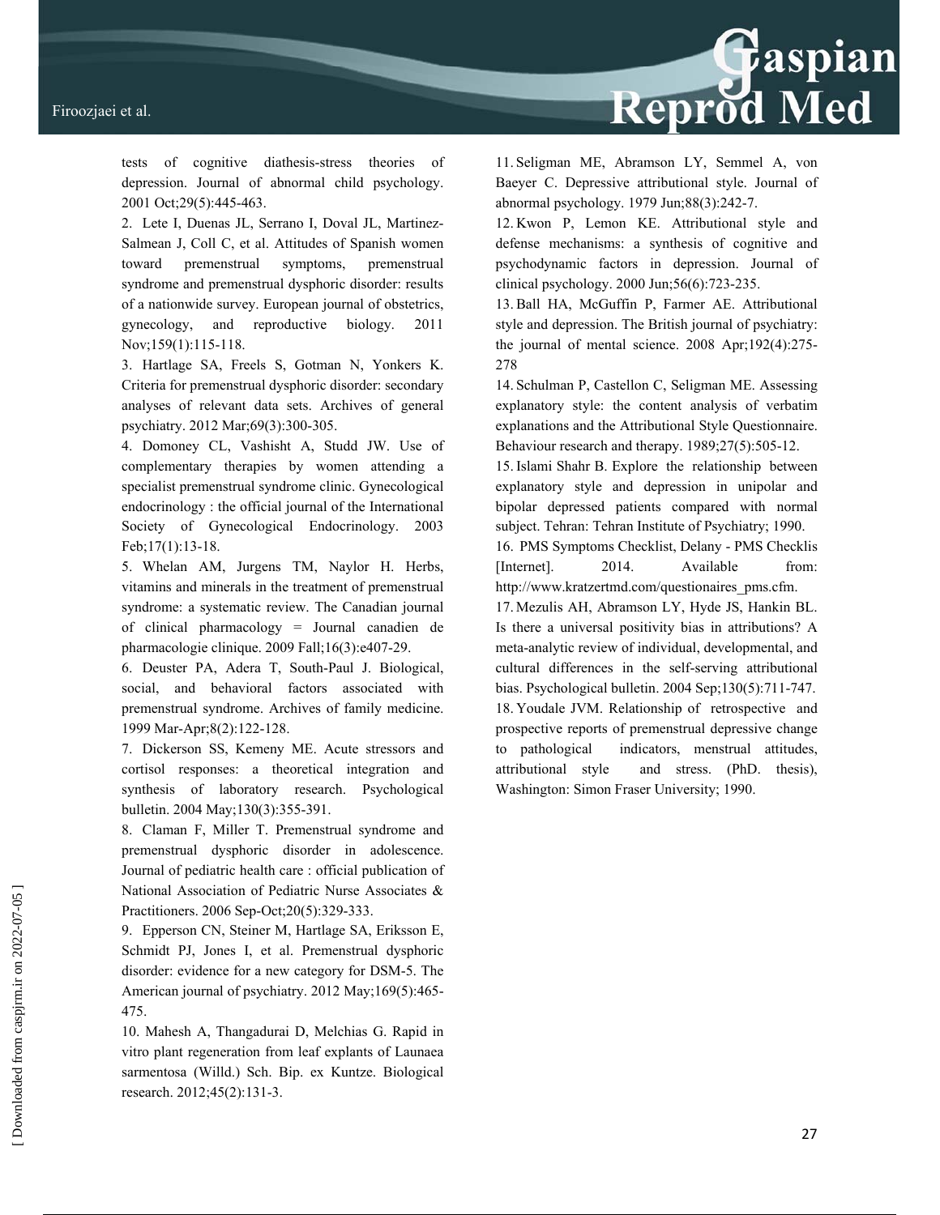tests of cognitive diathesis-stress theories of depression. Journal of abnormal child psychology. 2001 Oct;29(5):445-463.

2. Lete I, Duenas JL, Serrano I, Doval JL, Martinez-Salmean J, Coll C, et al. Attitudes of Spanish women toward premenstrual symptoms, premenstrual syndrome and premenstrual dysphoric disorder: results of a nationwide survey. European journal of obstetrics, gynecology, and reproductive biology. 2011 Nov;159(1):115-118.

3. Hartlage SA, Freels S, Gotman N, Yonkers K. Criteria for premenstrual dysphoric disorder: secondary analyses of relevant data sets. Archives of general psychiatry. 2012 Mar;69(3):300-305.

4. Domoney CL, Vashisht A, Studd JW. Use of complementary therapies by women attending a specialist premenstrual syndrome clinic. Gynecological endocrinology : the official journal of the International Society of Gynecological Endocrinology. 2003 Feb;17(1):13-18.

5. Whelan AM, Jurgens TM, Naylor H. Herbs, vitamins and minerals in the treatment of premenstrual syndrome: a systematic review. The Canadian journal of clinical pharmacology = Journal canadien de pharmacologie clinique. 2009 Fall;16(3):e407-29.

6. Deuster PA, Adera T, South-Paul J. Biological, social, and behavioral factors associated with premenstrual syndrome. Archives of family medicine. 1999 Mar-Apr;8(2):122-128.

7. Dickerson SS, Kemeny ME. Acute stressors and cortisol responses: a theoretical integration and synthesis of laboratory research. Psychological bulletin. 2004 May;130(3):355-391.

8. Claman F, Miller T. Premenstrual syndrome and premenstrual dysphoric disorder in adolescence. Journal of pediatric health care : official publication of National Association of Pediatric Nurse Associates & Practitioners. 2006 Sep-Oct;20(5):329-333.

9. Epperson CN, Steiner M, Hartlage SA, Eriksson E, Schmidt PJ, Jones I, et al. Premenstrual dysphoric disorder: evidence for a new category for DSM-5. The American journal of psychiatry. 2012 May;169(5):465-475.

10. Mahesh A, Thangadurai D, Melchias G. Rapid in vitro plant regeneration from leaf explants of Launaea sarmentosa (Willd.) Sch. Bip. ex Kuntze. Biological research. 2012;45(2):131-3.

11. Seligman ME, Abramson LY, Semmel A, von Baeyer C. Depressive attributional style. Journal of abnormal psychology. 1979 Jun;88(3):242-7.

12. Kwon P, Lemon KE. Attributional style and defense mechanisms: a synthesis of cognitive and psychodynamic factors in depression. Journal of clinical psychology. 2000 Jun;56(6):723-235.

13. Ball HA, McGuffin P, Farmer AE. Attributional style and depression. The British journal of psychiatry: the journal of mental science. 2008 Apr;192(4):275-278

14. Schulman P, Castellon C, Seligman ME. Assessing explanatory style: the content analysis of verbatim explanations and the Attributional Style Questionnaire. Behaviour research and therapy. 1989;27(5):505-12.

15. Islami Shahr B. Explore the relationship between explanatory style and depression in unipolar and bipolar depressed patients compared with normal subject. Tehran: Tehran Institute of Psychiatry; 1990.

16. PMS Symptoms Checklist, Delany - PMS Checklis [Internet]. 2014. Available from: http://www.kratzertmd.com/questionaires_pms.cfm.

17. Mezulis AH, Abramson LY, Hyde JS, Hankin BL. Is there a universal positivity bias in attributions? A meta-analytic review of individual, developmental, and cultural differences in the self-serving attributional bias. Psychological bulletin. 2004 Sep;130(5):711-747.

18. Youdale JVM. Relationship of retrospective and prospective reports of premenstrual depressive change to pathological indicators, menstrual attitudes, attributional style and stress. (PhD. thesis), Washington: Simon Fraser University; 1990.